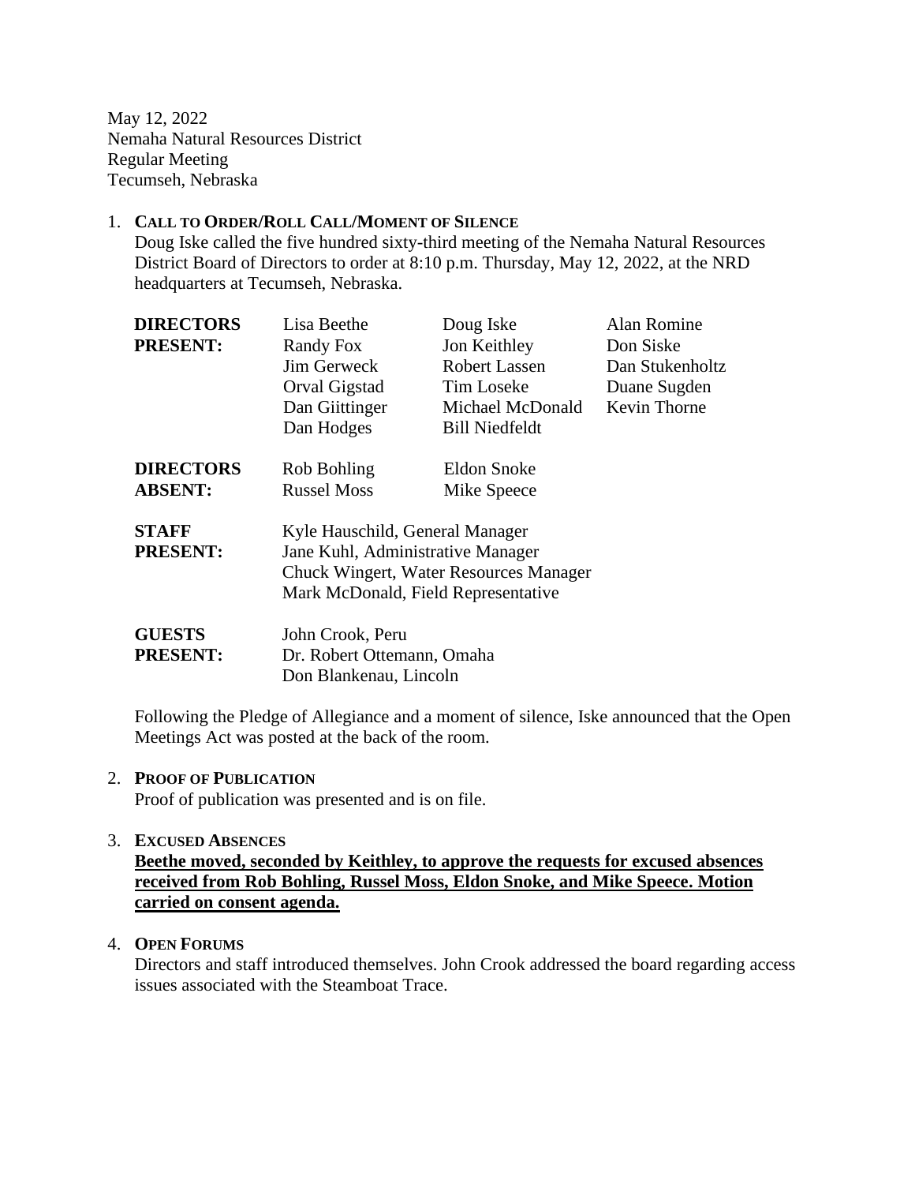May 12, 2022
Nemaha Natural Resources District
Regular Meeting
Tecumseh, Nebraska

1. **CALL TO ORDER/ROLL CALL/MOMENT OF SILENCE**
   Doug Iske called the five hundred sixty-third meeting of the Nemaha Natural Resources District Board of Directors to order at 8:10 p.m. Thursday, May 12, 2022, at the NRD headquarters at Tecumseh, Nebraska.

| | | | |
|---|---|---|---|
| **DIRECTORS PRESENT:** | Lisa Beethe | Doug Iske | Alan Romine |
| | Randy Fox | Jon Keithley | Don Siske |
| | Jim Gerweck | Robert Lassen | Dan Stukenholtz |
| | Orval Gigstad | Tim Loseke | Duane Sugden |
| | Dan Giittinger | Michael McDonald | Kevin Thorne |
| | Dan Hodges | Bill Niedfeldt | |
| **DIRECTORS ABSENT:** | Rob Bohling | Eldon Snoke | |
| | Russel Moss | Mike Speece | |

**STAFF PRESENT:**
Kyle Hauschild, General Manager
Jane Kuhl, Administrative Manager
Chuck Wingert, Water Resources Manager
Mark McDonald, Field Representative

**GUESTS PRESENT:**
John Crook, Peru
Dr. Robert Ottemann, Omaha
Don Blankenau, Lincoln

   Following the Pledge of Allegiance and a moment of silence, Iske announced that the Open Meetings Act was posted at the back of the room.

2. **PROOF OF PUBLICATION**
   Proof of publication was presented and is on file.

3. **EXCUSED ABSENCES**
   **Beethe moved, seconded by Keithley, to approve the requests for excused absences received from Rob Bohling, Russel Moss, Eldon Snoke, and Mike Speece. Motion carried on consent agenda.**

4. **OPEN FORUMS**
   Directors and staff introduced themselves. John Crook addressed the board regarding access issues associated with the Steamboat Trace.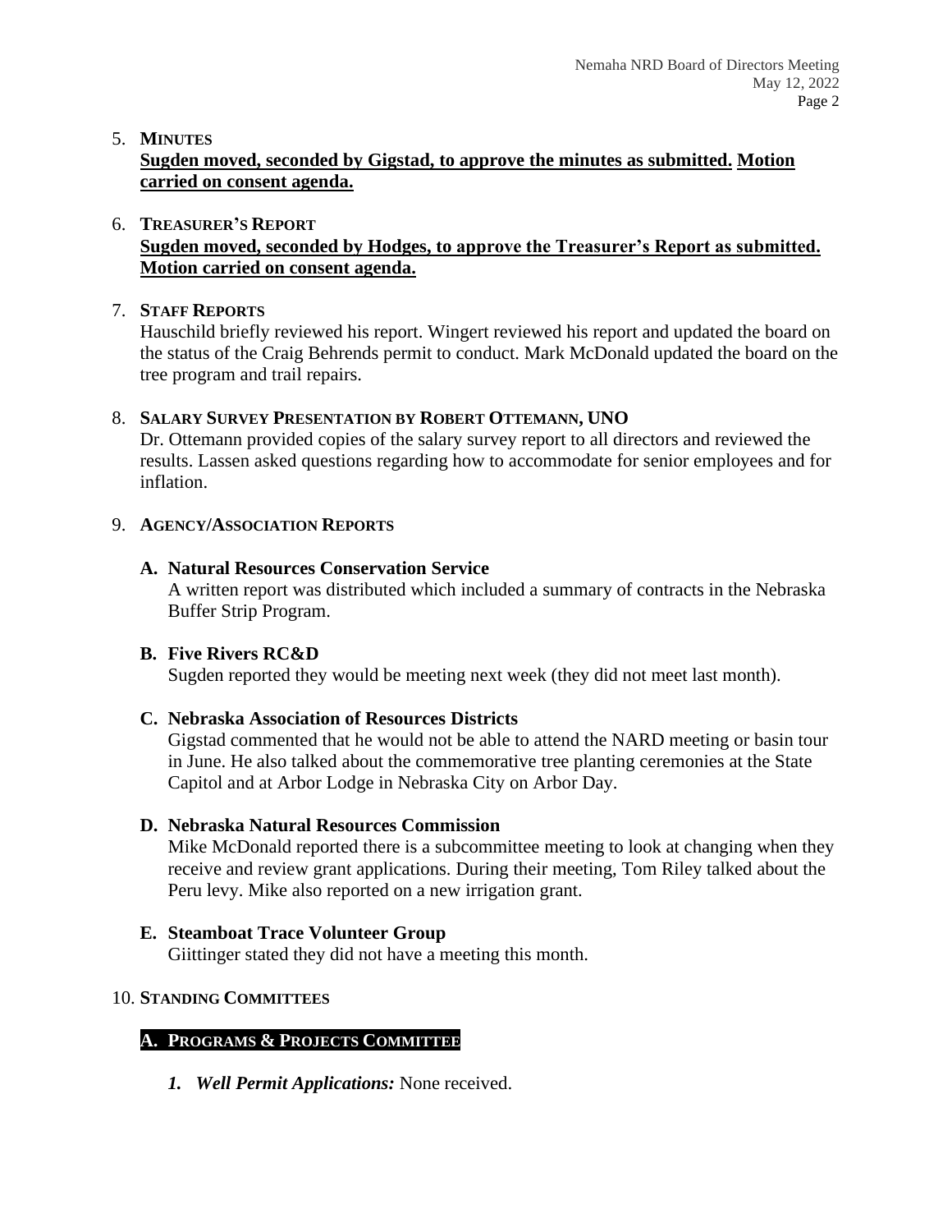5. **MINUTES**
   **Sugden moved, seconded by Gigstad, to approve the minutes as submitted. Motion carried on consent agenda.**

6. **TREASURER'S REPORT**
   **Sugden moved, seconded by Hodges, to approve the Treasurer's Report as submitted. Motion carried on consent agenda.**

7. **STAFF REPORTS**
   Hauschild briefly reviewed his report. Wingert reviewed his report and updated the board on the status of the Craig Behrends permit to conduct. Mark McDonald updated the board on the tree program and trail repairs.

8. **SALARY SURVEY PRESENTATION BY ROBERT OTTEMANN, UNO**
   Dr. Ottemann provided copies of the salary survey report to all directors and reviewed the results. Lassen asked questions regarding how to accommodate for senior employees and for inflation.

9. **AGENCY/ASSOCIATION REPORTS**

   **A. Natural Resources Conservation Service**
   A written report was distributed which included a summary of contracts in the Nebraska Buffer Strip Program.

   **B. Five Rivers RC&D**
   Sugden reported they would be meeting next week (they did not meet last month).

   **C. Nebraska Association of Resources Districts**
   Gigstad commented that he would not be able to attend the NARD meeting or basin tour in June. He also talked about the commemorative tree planting ceremonies at the State Capitol and at Arbor Lodge in Nebraska City on Arbor Day.

   **D. Nebraska Natural Resources Commission**
   Mike McDonald reported there is a subcommittee meeting to look at changing when they receive and review grant applications. During their meeting, Tom Riley talked about the Peru levy. Mike also reported on a new irrigation grant.

   **E. Steamboat Trace Volunteer Group**
   Giittinger stated they did not have a meeting this month.

10. **STANDING COMMITTEES**

    **A. PROGRAMS & PROJECTS COMMITTEE**

    1. ***Well Permit Applications:*** None received.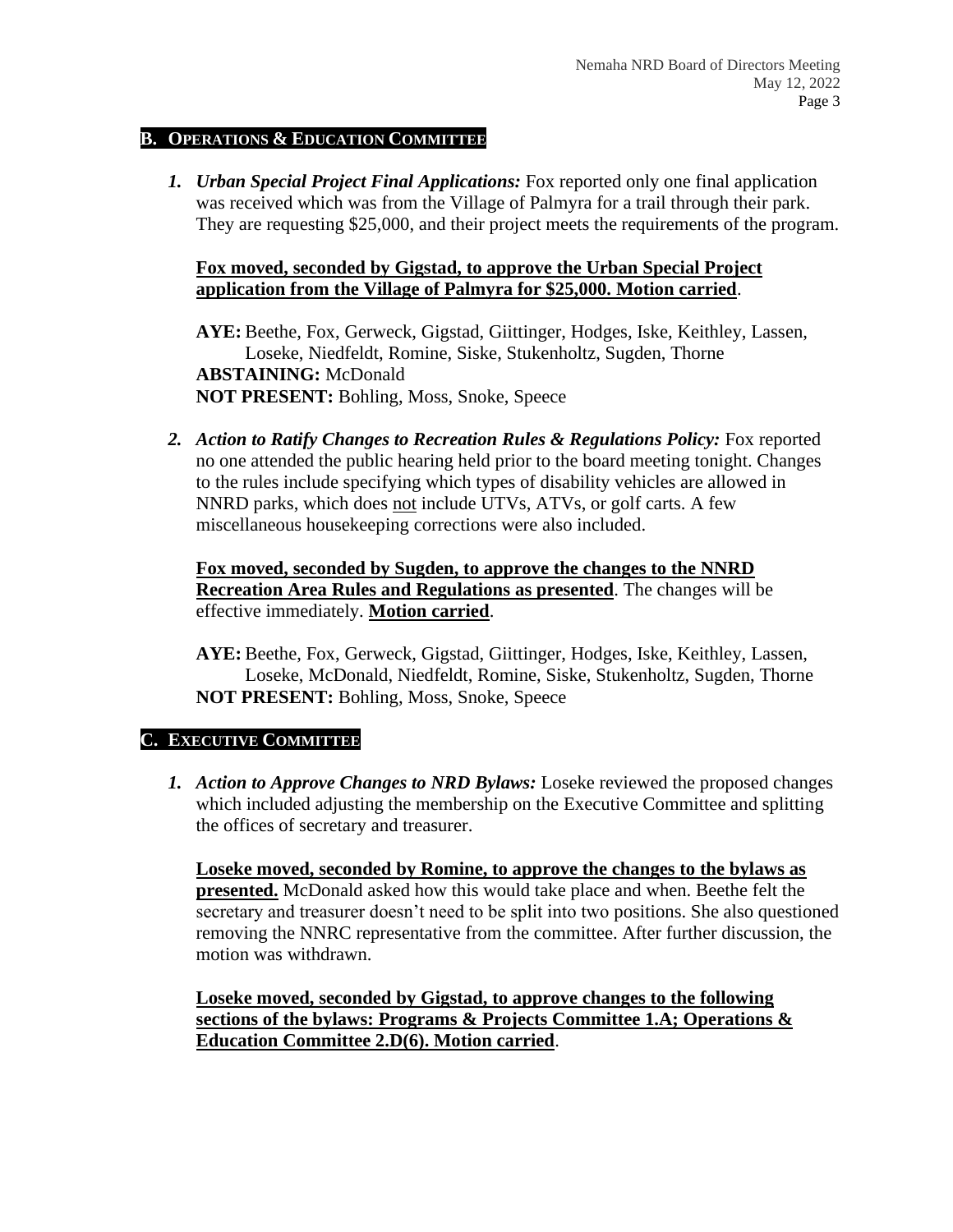## B. Operations & Education Committee

1. ***Urban Special Project Final Applications:*** Fox reported only one final application was received which was from the Village of Palmyra for a trail through their park. They are requesting $25,000, and their project meets the requirements of the program.

   **Fox moved, seconded by Gigstad, to approve the Urban Special Project application from the Village of Palmyra for $25,000. Motion carried**.

   **AYE:** Beethe, Fox, Gerweck, Gigstad, Giittinger, Hodges, Iske, Keithley, Lassen, Loseke, Niedfeldt, Romine, Siske, Stukenholtz, Sugden, Thorne
   **ABSTAINING:** McDonald
   **NOT PRESENT:** Bohling, Moss, Snoke, Speece

2. ***Action to Ratify Changes to Recreation Rules & Regulations Policy:*** Fox reported no one attended the public hearing held prior to the board meeting tonight. Changes to the rules include specifying which types of disability vehicles are allowed in NNRD parks, which does not include UTVs, ATVs, or golf carts. A few miscellaneous housekeeping corrections were also included.

   **Fox moved, seconded by Sugden, to approve the changes to the NNRD Recreation Area Rules and Regulations as presented**. The changes will be effective immediately. **Motion carried**.

   **AYE:** Beethe, Fox, Gerweck, Gigstad, Giittinger, Hodges, Iske, Keithley, Lassen, Loseke, McDonald, Niedfeldt, Romine, Siske, Stukenholtz, Sugden, Thorne
   **NOT PRESENT:** Bohling, Moss, Snoke, Speece

## C. Executive Committee

1. ***Action to Approve Changes to NRD Bylaws:*** Loseke reviewed the proposed changes which included adjusting the membership on the Executive Committee and splitting the offices of secretary and treasurer.

   **Loseke moved, seconded by Romine, to approve the changes to the bylaws as presented.** McDonald asked how this would take place and when. Beethe felt the secretary and treasurer doesn't need to be split into two positions. She also questioned removing the NNRC representative from the committee. After further discussion, the motion was withdrawn.

   **Loseke moved, seconded by Gigstad, to approve changes to the following sections of the bylaws: Programs & Projects Committee 1.A; Operations & Education Committee 2.D(6). Motion carried**.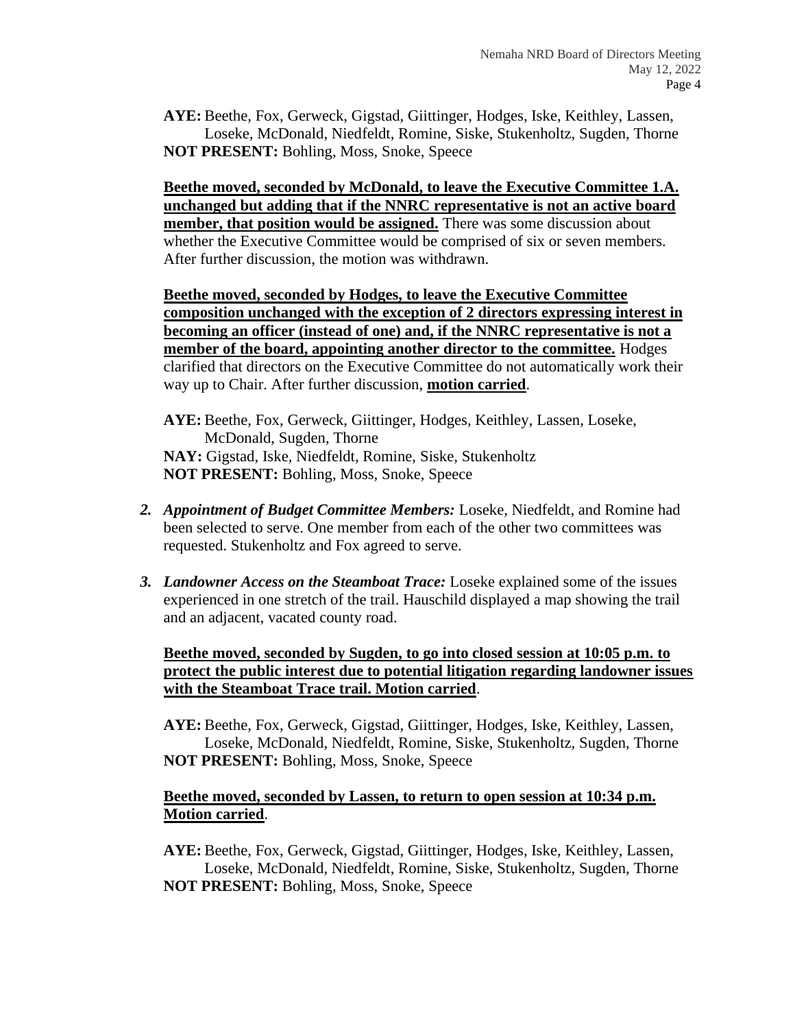**AYE:** Beethe, Fox, Gerweck, Gigstad, Giittinger, Hodges, Iske, Keithley, Lassen, Loseke, McDonald, Niedfeldt, Romine, Siske, Stukenholtz, Sugden, Thorne
**NOT PRESENT:** Bohling, Moss, Snoke, Speece

**Beethe moved, seconded by McDonald, to leave the Executive Committee 1.A. unchanged but adding that if the NNRC representative is not an active board member, that position would be assigned.** There was some discussion about whether the Executive Committee would be comprised of six or seven members. After further discussion, the motion was withdrawn.

**Beethe moved, seconded by Hodges, to leave the Executive Committee composition unchanged with the exception of 2 directors expressing interest in becoming an officer (instead of one) and, if the NNRC representative is not a member of the board, appointing another director to the committee.** Hodges clarified that directors on the Executive Committee do not automatically work their way up to Chair. After further discussion, **motion carried**.

**AYE:** Beethe, Fox, Gerweck, Giittinger, Hodges, Keithley, Lassen, Loseke, McDonald, Sugden, Thorne
**NAY:** Gigstad, Iske, Niedfeldt, Romine, Siske, Stukenholtz
**NOT PRESENT:** Bohling, Moss, Snoke, Speece

2. ***Appointment of Budget Committee Members:*** Loseke, Niedfeldt, and Romine had been selected to serve. One member from each of the other two committees was requested. Stukenholtz and Fox agreed to serve.

3. ***Landowner Access on the Steamboat Trace:*** Loseke explained some of the issues experienced in one stretch of the trail. Hauschild displayed a map showing the trail and an adjacent, vacated county road.

**Beethe moved, seconded by Sugden, to go into closed session at 10:05 p.m. to protect the public interest due to potential litigation regarding landowner issues with the Steamboat Trace trail. Motion carried**.

**AYE:** Beethe, Fox, Gerweck, Gigstad, Giittinger, Hodges, Iske, Keithley, Lassen, Loseke, McDonald, Niedfeldt, Romine, Siske, Stukenholtz, Sugden, Thorne
**NOT PRESENT:** Bohling, Moss, Snoke, Speece

**Beethe moved, seconded by Lassen, to return to open session at 10:34 p.m. Motion carried**.

**AYE:** Beethe, Fox, Gerweck, Gigstad, Giittinger, Hodges, Iske, Keithley, Lassen, Loseke, McDonald, Niedfeldt, Romine, Siske, Stukenholtz, Sugden, Thorne
**NOT PRESENT:** Bohling, Moss, Snoke, Speece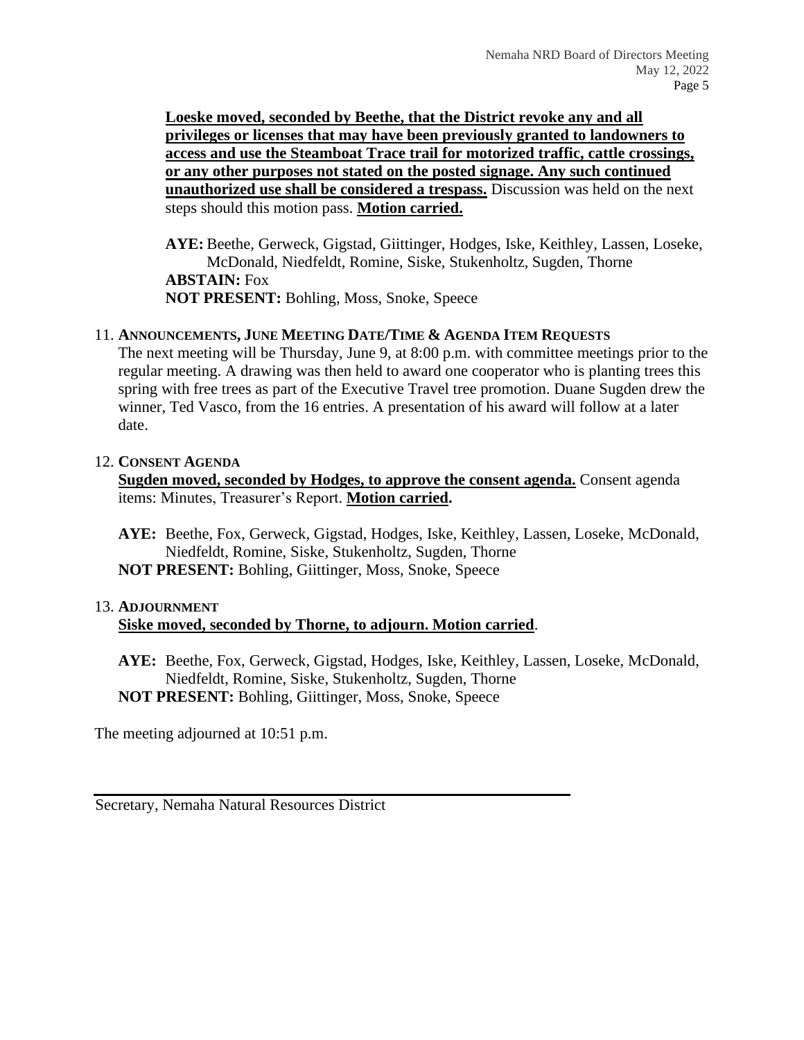**Loeske moved, seconded by Beethe, that the District revoke any and all privileges or licenses that may have been previously granted to landowners to access and use the Steamboat Trace trail for motorized traffic, cattle crossings, or any other purposes not stated on the posted signage. Any such continued unauthorized use shall be considered a trespass.** Discussion was held on the next steps should this motion pass. **Motion carried.**

**AYE:** Beethe, Gerweck, Gigstad, Giittinger, Hodges, Iske, Keithley, Lassen, Loseke, McDonald, Niedfeldt, Romine, Siske, Stukenholtz, Sugden, Thorne
**ABSTAIN:** Fox
**NOT PRESENT:** Bohling, Moss, Snoke, Speece

11. **ANNOUNCEMENTS, JUNE MEETING DATE/TIME & AGENDA ITEM REQUESTS**
The next meeting will be Thursday, June 9, at 8:00 p.m. with committee meetings prior to the regular meeting. A drawing was then held to award one cooperator who is planting trees this spring with free trees as part of the Executive Travel tree promotion. Duane Sugden drew the winner, Ted Vasco, from the 16 entries. A presentation of his award will follow at a later date.

12. **CONSENT AGENDA**
**Sugden moved, seconded by Hodges, to approve the consent agenda.** Consent agenda items: Minutes, Treasurer's Report. **Motion carried.**

**AYE:** Beethe, Fox, Gerweck, Gigstad, Hodges, Iske, Keithley, Lassen, Loseke, McDonald, Niedfeldt, Romine, Siske, Stukenholtz, Sugden, Thorne
**NOT PRESENT:** Bohling, Giittinger, Moss, Snoke, Speece

13. **ADJOURNMENT**
**Siske moved, seconded by Thorne, to adjourn. Motion carried.**

**AYE:** Beethe, Fox, Gerweck, Gigstad, Hodges, Iske, Keithley, Lassen, Loseke, McDonald, Niedfeldt, Romine, Siske, Stukenholtz, Sugden, Thorne
**NOT PRESENT:** Bohling, Giittinger, Moss, Snoke, Speece

The meeting adjourned at 10:51 p.m.

Secretary, Nemaha Natural Resources District